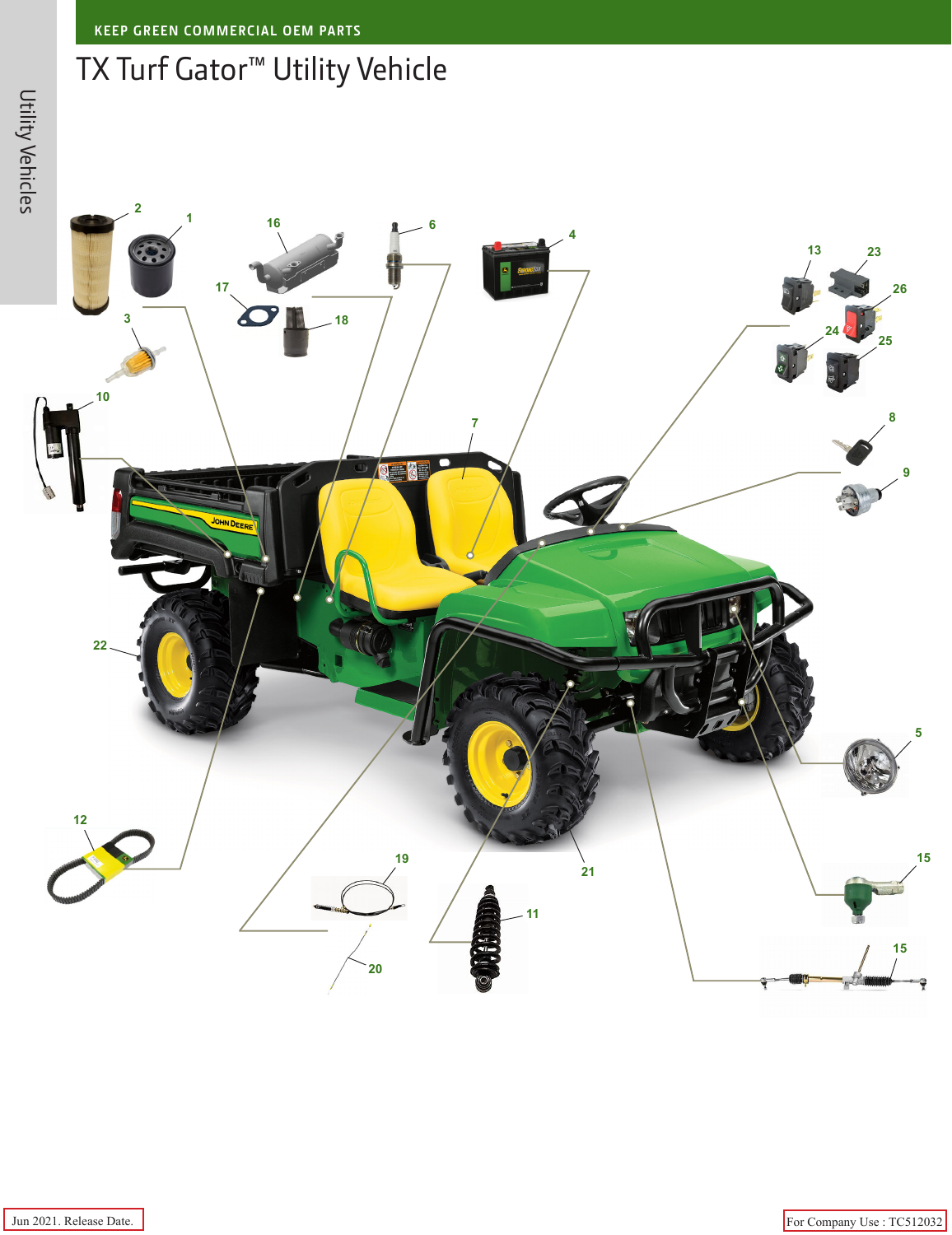KEEP GREEN COMMERCIAL OEM PARTS

# TX Turf Gator™ Utility Vehicle

Utility Vehicles

2 1 16 6 4 13 23 26 17 18 3 24 25 10 7 8 9 22 5 12 19 21 15 11 20 15

Jun 2021. Release Date.

For Company Use : TC512032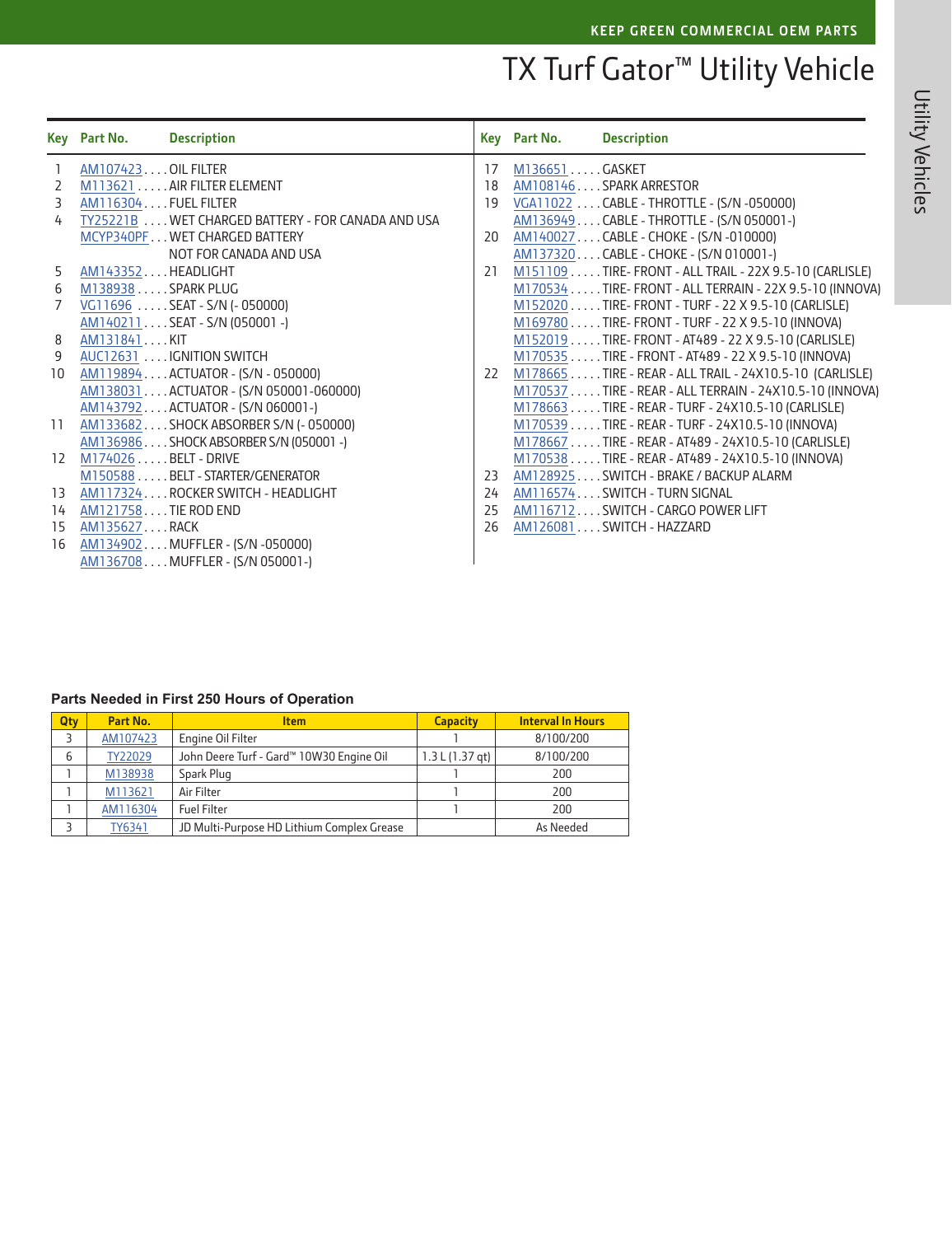KEEP GREEN COMMERCIAL OEM PARTS

# TX Turf Gator™ Utility Vehicle

Utility Vehicles

| Key | Part No. | Description |
|---|---|---|
| 1 | AM107423 | OIL FILTER |
| 2 | M113621 | AIR FILTER ELEMENT |
| 3 | AM116304 | FUEL FILTER |
| 4 | TY25221B | WET CHARGED BATTERY - FOR CANADA AND USA |
| | MCYP340PF | WET CHARGED BATTERY NOT FOR CANADA AND USA |
| 5 | AM143352 | HEADLIGHT |
| 6 | M138938 | SPARK PLUG |
| 7 | VG11696 | SEAT - S/N (- 050000) |
| | AM140211 | SEAT - S/N (050001 -) |
| 8 | AM131841 | KIT |
| 9 | AUC12631 | IGNITION SWITCH |
| 10 | AM119894 | ACTUATOR - (S/N - 050000) |
| | AM138031 | ACTUATOR - (S/N 050001-060000) |
| | AM143792 | ACTUATOR - (S/N 060001-) |
| 11 | AM133682 | SHOCK ABSORBER S/N (- 050000) |
| | AM136986 | SHOCK ABSORBER S/N (050001 -) |
| 12 | AM174026 | BELT - DRIVE |
| | M150588 | BELT - STARTER/GENERATOR |
| 13 | AM117324 | ROCKER SWITCH - HEADLIGHT |
| 14 | AM121758 | TIE ROD END |
| 15 | AM135627 | RACK |
| 16 | AM134902 | MUFFLER - (S/N -050000) |
| | AM136708 | MUFFLER - (S/N 050001-) |
| 17 | M136651 | GASKET |
| 18 | AM108146 | SPARK ARRESTOR |
| 19 | VGA11022 | CABLE - THROTTLE - (S/N -050000) |
| | AM136949 | CABLE - THROTTLE - (S/N 050001-) |
| 20 | AM140027 | CABLE - CHOKE - (S/N -010000) |
| | AM137320 | CABLE - CHOKE - (S/N 010001-) |
| 21 | M151109 | TIRE- FRONT - ALL TRAIL - 22X 9.5-10 (CARLISLE) |
| | M170534 | TIRE- FRONT - ALL TERRAIN - 22X 9.5-10 (INNOVA) |
| | M152020 | TIRE- FRONT - TURF - 22 X 9.5-10 (CARLISLE) |
| | M169780 | TIRE- FRONT - TURF - 22 X 9.5-10 (INNOVA) |
| | M152019 | TIRE- FRONT - AT489 - 22 X 9.5-10 (CARLISLE) |
| | M170535 | TIRE - FRONT - AT489 - 22 X 9.5-10 (INNOVA) |
| 22 | M178665 | TIRE - REAR - ALL TRAIL - 24X10.5-10 (CARLISLE) |
| | M170537 | TIRE - REAR - ALL TERRAIN - 24X10.5-10 (INNOVA) |
| | M178663 | TIRE - REAR - TURF - 24X10.5-10 (CARLISLE) |
| | M170539 | TIRE - REAR - TURF - 24X10.5-10 (INNOVA) |
| | M178667 | TIRE - REAR - AT489 - 24X10.5-10 (CARLISLE) |
| | M170538 | TIRE - REAR - AT489 - 24X10.5-10 (INNOVA) |
| 23 | AM128925 | SWITCH - BRAKE / BACKUP ALARM |
| 24 | AM116574 | SWITCH - TURN SIGNAL |
| 25 | AM116712 | SWITCH - CARGO POWER LIFT |
| 26 | AM126081 | SWITCH - HAZZARD |

### Parts Needed in First 250 Hours of Operation

| Qty | Part No. | Item | Capacity | Interval In Hours |
|---|---|---|---|---|
| 3 | AM107423 | Engine Oil Filter | 1 | 8/100/200 |
| 6 | TY22029 | John Deere Turf - Gard™ 10W30 Engine Oil | 1.3 L (1.37 qt) | 8/100/200 |
| 1 | M138938 | Spark Plug | 1 | 200 |
| 1 | M113621 | Air Filter | 1 | 200 |
| 1 | AM116304 | Fuel Filter | 1 | 200 |
| 3 | TY6341 | JD Multi-Purpose HD Lithium Complex Grease | | As Needed |